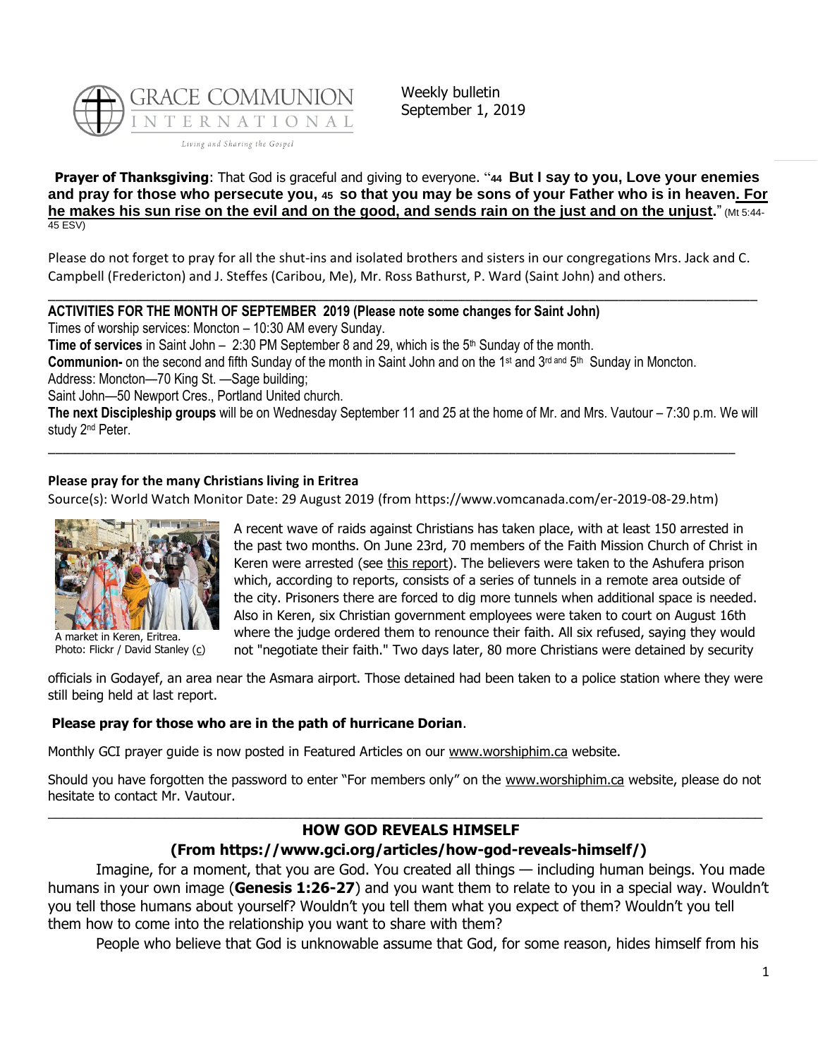GRACE COMMUNION INTERNATIONAL

Living and Sharing the Gospel

Weekly bulletin
September 1, 2019

**Prayer of Thanksgiving**: That God is graceful and giving to everyone. "**44 But I say to you, Love your enemies and pray for those who persecute you, 45 so that you may be sons of your Father who is in heaven. For he makes his sun rise on the evil and on the good, and sends rain on the just and on the unjust.**" (Mt 5:44-45 ESV)

Please do not forget to pray for all the shut-ins and isolated brothers and sisters in our congregations Mrs. Jack and C. Campbell (Fredericton) and J. Steffes (Caribou, Me), Mr. Ross Bathurst, P. Ward (Saint John) and others.

---

**ACTIVITIES FOR THE MONTH OF SEPTEMBER 2019 (Please note some changes for Saint John)**

Times of worship services: Moncton – 10:30 AM every Sunday.

**Time of services** in Saint John – 2:30 PM September 8 and 29, which is the 5th Sunday of the month.

**Communion-** on the second and fifth Sunday of the month in Saint John and on the 1st and 3rd and 5th Sunday in Moncton.

Address: Moncton—70 King St. —Sage building;

Saint John—50 Newport Cres., Portland United church.

**The next Discipleship groups** will be on Wednesday September 11 and 25 at the home of Mr. and Mrs. Vautour – 7:30 p.m. We will study 2nd Peter.

---

**Please pray for the many Christians living in Eritrea**

Source(s): World Watch Monitor Date: 29 August 2019 (from https://www.vomcanada.com/er-2019-08-29.htm)

A market in Keren, Eritrea.
Photo: Flickr / David Stanley (c)

A recent wave of raids against Christians has taken place, with at least 150 arrested in the past two months. On June 23rd, 70 members of the Faith Mission Church of Christ in Keren were arrested (see this report). The believers were taken to the Ashufera prison which, according to reports, consists of a series of tunnels in a remote area outside of the city. Prisoners there are forced to dig more tunnels when additional space is needed. Also in Keren, six Christian government employees were taken to court on August 16th where the judge ordered them to renounce their faith. All six refused, saying they would not "negotiate their faith." Two days later, 80 more Christians were detained by security officials in Godayef, an area near the Asmara airport. Those detained had been taken to a police station where they were still being held at last report.

**Please pray for those who are in the path of hurricane Dorian**.

Monthly GCI prayer guide is now posted in Featured Articles on our www.worshiphim.ca website.

Should you have forgotten the password to enter "For members only" on the www.worshiphim.ca website, please do not hesitate to contact Mr. Vautour.

---

## HOW GOD REVEALS HIMSELF
## (From https://www.gci.org/articles/how-god-reveals-himself/)

Imagine, for a moment, that you are God. You created all things — including human beings. You made humans in your own image (**Genesis 1:26-27**) and you want them to relate to you in a special way. Wouldn't you tell those humans about yourself? Wouldn't you tell them what you expect of them? Wouldn't you tell them how to come into the relationship you want to share with them?

People who believe that God is unknowable assume that God, for some reason, hides himself from his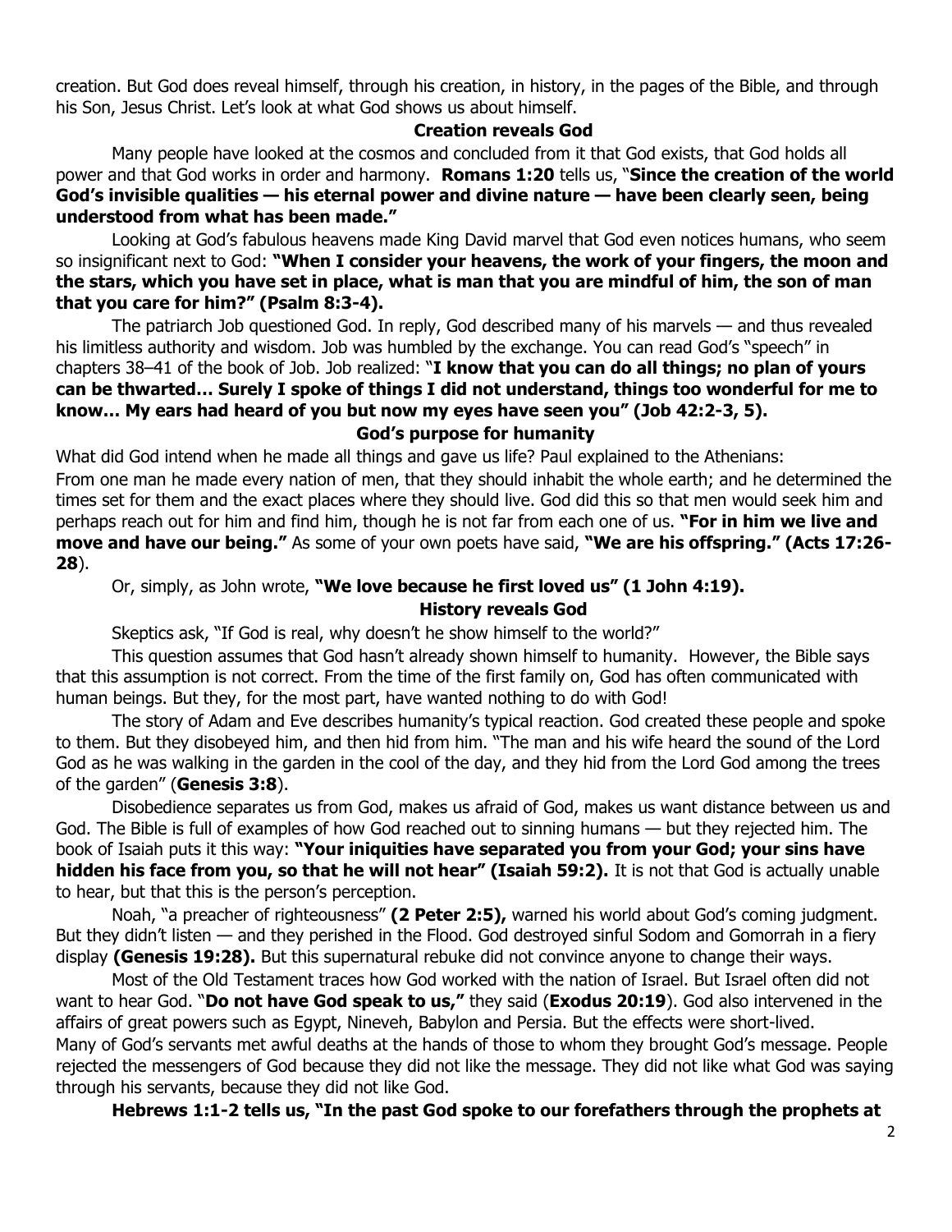creation. But God does reveal himself, through his creation, in history, in the pages of the Bible, and through his Son, Jesus Christ. Let's look at what God shows us about himself.

### Creation reveals God

Many people have looked at the cosmos and concluded from it that God exists, that God holds all power and that God works in order and harmony. **Romans 1:20** tells us, "**Since the creation of the world God's invisible qualities — his eternal power and divine nature — have been clearly seen, being understood from what has been made."**

Looking at God's fabulous heavens made King David marvel that God even notices humans, who seem so insignificant next to God: **"When I consider your heavens, the work of your fingers, the moon and the stars, which you have set in place, what is man that you are mindful of him, the son of man that you care for him?" (Psalm 8:3-4).**

The patriarch Job questioned God. In reply, God described many of his marvels — and thus revealed his limitless authority and wisdom. Job was humbled by the exchange. You can read God's "speech" in chapters 38–41 of the book of Job. Job realized: "**I know that you can do all things; no plan of yours can be thwarted… Surely I spoke of things I did not understand, things too wonderful for me to know… My ears had heard of you but now my eyes have seen you" (Job 42:2-3, 5).**

### God's purpose for humanity

What did God intend when he made all things and gave us life? Paul explained to the Athenians:

From one man he made every nation of men, that they should inhabit the whole earth; and he determined the times set for them and the exact places where they should live. God did this so that men would seek him and perhaps reach out for him and find him, though he is not far from each one of us. **"For in him we live and move and have our being."** As some of your own poets have said, **"We are his offspring." (Acts 17:26-28**).

Or, simply, as John wrote, **"We love because he first loved us" (1 John 4:19).**

### History reveals God

Skeptics ask, "If God is real, why doesn't he show himself to the world?"

This question assumes that God hasn't already shown himself to humanity. However, the Bible says that this assumption is not correct. From the time of the first family on, God has often communicated with human beings. But they, for the most part, have wanted nothing to do with God!

The story of Adam and Eve describes humanity's typical reaction. God created these people and spoke to them. But they disobeyed him, and then hid from him. "The man and his wife heard the sound of the Lord God as he was walking in the garden in the cool of the day, and they hid from the Lord God among the trees of the garden" (**Genesis 3:8**).

Disobedience separates us from God, makes us afraid of God, makes us want distance between us and God. The Bible is full of examples of how God reached out to sinning humans — but they rejected him. The book of Isaiah puts it this way: **"Your iniquities have separated you from your God; your sins have hidden his face from you, so that he will not hear" (Isaiah 59:2).** It is not that God is actually unable to hear, but that this is the person's perception.

Noah, "a preacher of righteousness" **(2 Peter 2:5),** warned his world about God's coming judgment. But they didn't listen — and they perished in the Flood. God destroyed sinful Sodom and Gomorrah in a fiery display **(Genesis 19:28).** But this supernatural rebuke did not convince anyone to change their ways.

Most of the Old Testament traces how God worked with the nation of Israel. But Israel often did not want to hear God. "**Do not have God speak to us,"** they said (**Exodus 20:19**). God also intervened in the affairs of great powers such as Egypt, Nineveh, Babylon and Persia. But the effects were short-lived.

Many of God's servants met awful deaths at the hands of those to whom they brought God's message. People rejected the messengers of God because they did not like the message. They did not like what God was saying through his servants, because they did not like God.

**Hebrews 1:1-2 tells us, "In the past God spoke to our forefathers through the prophets at**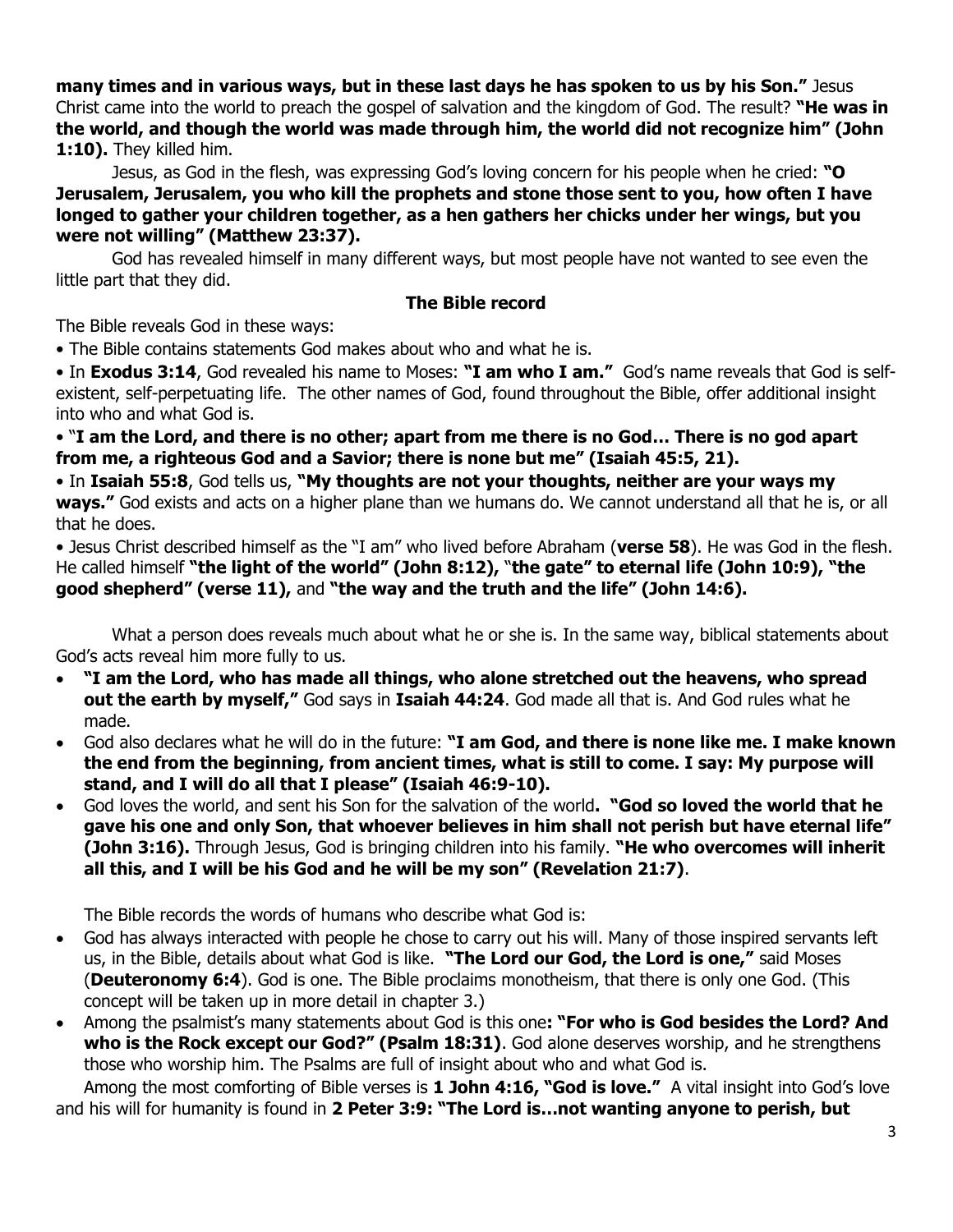**many times and in various ways, but in these last days he has spoken to us by his Son."** Jesus Christ came into the world to preach the gospel of salvation and the kingdom of God. The result? **"He was in the world, and though the world was made through him, the world did not recognize him" (John 1:10).** They killed him.

Jesus, as God in the flesh, was expressing God's loving concern for his people when he cried: **"O Jerusalem, Jerusalem, you who kill the prophets and stone those sent to you, how often I have longed to gather your children together, as a hen gathers her chicks under her wings, but you were not willing" (Matthew 23:37).**

God has revealed himself in many different ways, but most people have not wanted to see even the little part that they did.

### The Bible record

The Bible reveals God in these ways:

• The Bible contains statements God makes about who and what he is.

• In **Exodus 3:14**, God revealed his name to Moses: **"I am who I am."** God's name reveals that God is self-existent, self-perpetuating life. The other names of God, found throughout the Bible, offer additional insight into who and what God is.

• "**I am the Lord, and there is no other; apart from me there is no God… There is no god apart from me, a righteous God and a Savior; there is none but me" (Isaiah 45:5, 21).**

• In **Isaiah 55:8**, God tells us, **"My thoughts are not your thoughts, neither are your ways my ways."** God exists and acts on a higher plane than we humans do. We cannot understand all that he is, or all that he does.

• Jesus Christ described himself as the "I am" who lived before Abraham (**verse 58**). He was God in the flesh. He called himself **"the light of the world" (John 8:12),** "**the gate" to eternal life (John 10:9), "the good shepherd" (verse 11),** and **"the way and the truth and the life" (John 14:6).**

What a person does reveals much about what he or she is. In the same way, biblical statements about God's acts reveal him more fully to us.

- **"I am the Lord, who has made all things, who alone stretched out the heavens, who spread out the earth by myself,"** God says in **Isaiah 44:24**. God made all that is. And God rules what he made.
- God also declares what he will do in the future: **"I am God, and there is none like me. I make known the end from the beginning, from ancient times, what is still to come. I say: My purpose will stand, and I will do all that I please" (Isaiah 46:9-10).**
- God loves the world, and sent his Son for the salvation of the world**. "God so loved the world that he gave his one and only Son, that whoever believes in him shall not perish but have eternal life" (John 3:16).** Through Jesus, God is bringing children into his family. **"He who overcomes will inherit all this, and I will be his God and he will be my son" (Revelation 21:7)**.

The Bible records the words of humans who describe what God is:

- God has always interacted with people he chose to carry out his will. Many of those inspired servants left us, in the Bible, details about what God is like. **"The Lord our God, the Lord is one,"** said Moses (**Deuteronomy 6:4**). God is one. The Bible proclaims monotheism, that there is only one God. (This concept will be taken up in more detail in chapter 3.)
- Among the psalmist's many statements about God is this one**: "For who is God besides the Lord? And who is the Rock except our God?" (Psalm 18:31)**. God alone deserves worship, and he strengthens those who worship him. The Psalms are full of insight about who and what God is.

Among the most comforting of Bible verses is **1 John 4:16, "God is love."** A vital insight into God's love and his will for humanity is found in **2 Peter 3:9: "The Lord is…not wanting anyone to perish, but**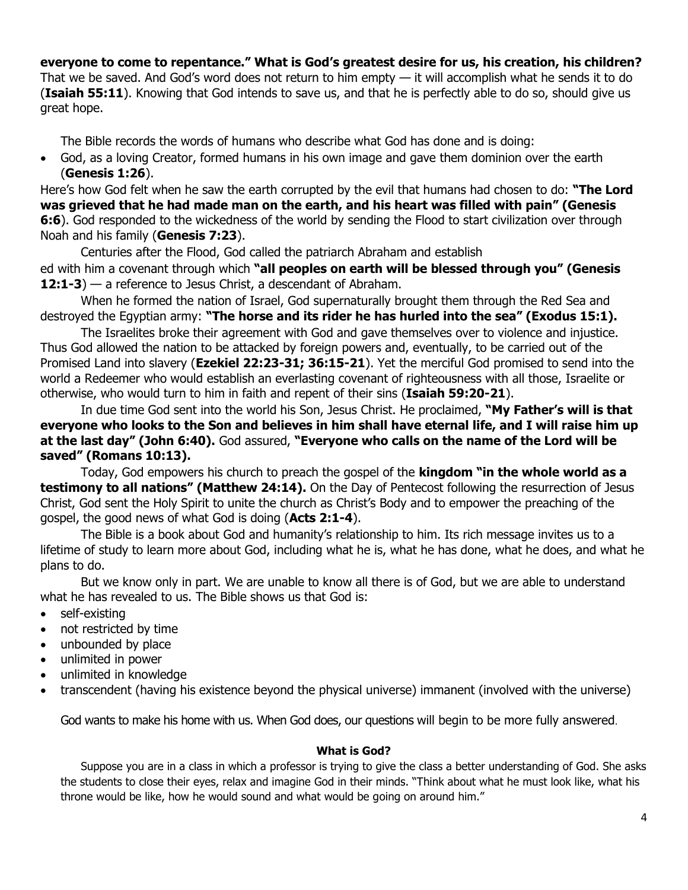**everyone to come to repentance." What is God's greatest desire for us, his creation, his children?** That we be saved. And God's word does not return to him empty — it will accomplish what he sends it to do (**Isaiah 55:11**). Knowing that God intends to save us, and that he is perfectly able to do so, should give us great hope.

The Bible records the words of humans who describe what God has done and is doing:

- God, as a loving Creator, formed humans in his own image and gave them dominion over the earth (**Genesis 1:26**).

Here's how God felt when he saw the earth corrupted by the evil that humans had chosen to do: **"The Lord was grieved that he had made man on the earth, and his heart was filled with pain" (Genesis 6:6**). God responded to the wickedness of the world by sending the Flood to start civilization over through Noah and his family (**Genesis 7:23**).

Centuries after the Flood, God called the patriarch Abraham and established with him a covenant through which **"all peoples on earth will be blessed through you" (Genesis 12:1-3**) — a reference to Jesus Christ, a descendant of Abraham.

When he formed the nation of Israel, God supernaturally brought them through the Red Sea and destroyed the Egyptian army: **"The horse and its rider he has hurled into the sea" (Exodus 15:1).**

The Israelites broke their agreement with God and gave themselves over to violence and injustice. Thus God allowed the nation to be attacked by foreign powers and, eventually, to be carried out of the Promised Land into slavery (**Ezekiel 22:23-31; 36:15-21**). Yet the merciful God promised to send into the world a Redeemer who would establish an everlasting covenant of righteousness with all those, Israelite or otherwise, who would turn to him in faith and repent of their sins (**Isaiah 59:20-21**).

In due time God sent into the world his Son, Jesus Christ. He proclaimed, **"My Father's will is that everyone who looks to the Son and believes in him shall have eternal life, and I will raise him up at the last day" (John 6:40).** God assured, **"Everyone who calls on the name of the Lord will be saved" (Romans 10:13).**

Today, God empowers his church to preach the gospel of the **kingdom "in the whole world as a testimony to all nations" (Matthew 24:14).** On the Day of Pentecost following the resurrection of Jesus Christ, God sent the Holy Spirit to unite the church as Christ's Body and to empower the preaching of the gospel, the good news of what God is doing (**Acts 2:1-4**).

The Bible is a book about God and humanity's relationship to him. Its rich message invites us to a lifetime of study to learn more about God, including what he is, what he has done, what he does, and what he plans to do.

But we know only in part. We are unable to know all there is of God, but we are able to understand what he has revealed to us. The Bible shows us that God is:

- self-existing
- not restricted by time
- unbounded by place
- unlimited in power
- unlimited in knowledge
- transcendent (having his existence beyond the physical universe) immanent (involved with the universe)

God wants to make his home with us. When God does, our questions will begin to be more fully answered.

### What is God?

Suppose you are in a class in which a professor is trying to give the class a better understanding of God. She asks the students to close their eyes, relax and imagine God in their minds. "Think about what he must look like, what his throne would be like, how he would sound and what would be going on around him."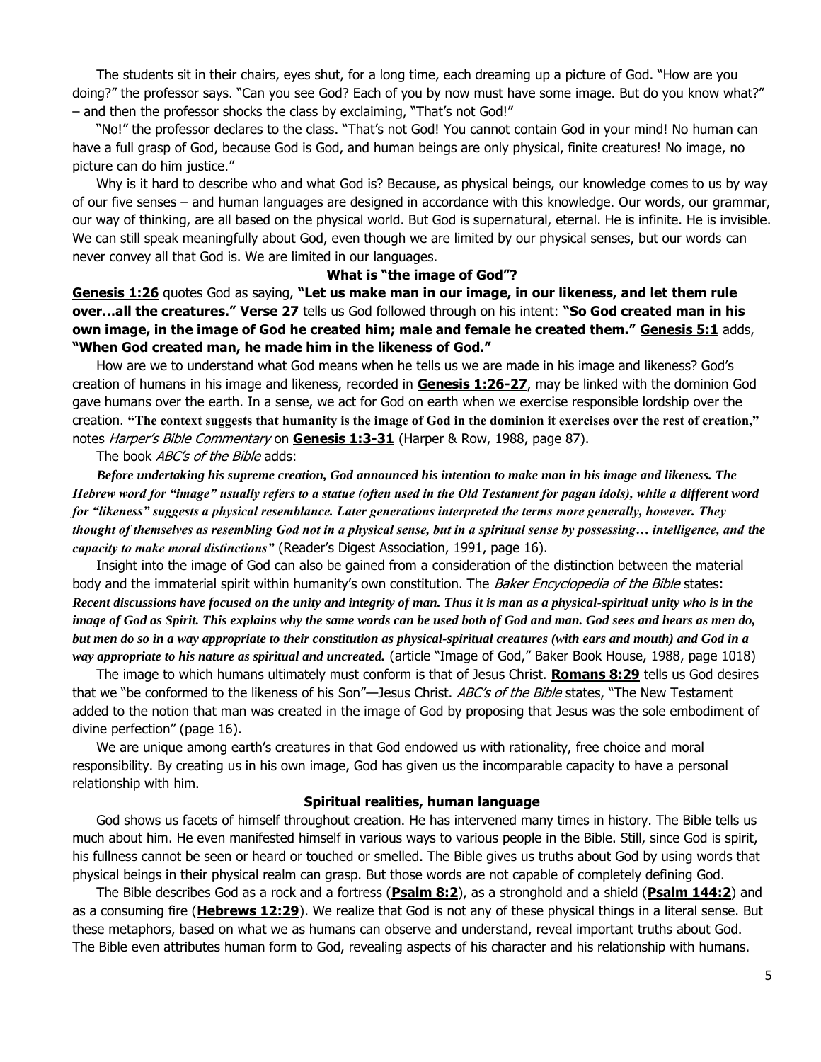The students sit in their chairs, eyes shut, for a long time, each dreaming up a picture of God. "How are you doing?" the professor says. "Can you see God? Each of you by now must have some image. But do you know what?" – and then the professor shocks the class by exclaiming, "That's not God!"

"No!" the professor declares to the class. "That's not God! You cannot contain God in your mind! No human can have a full grasp of God, because God is God, and human beings are only physical, finite creatures! No image, no picture can do him justice."

Why is it hard to describe who and what God is? Because, as physical beings, our knowledge comes to us by way of our five senses – and human languages are designed in accordance with this knowledge. Our words, our grammar, our way of thinking, are all based on the physical world. But God is supernatural, eternal. He is infinite. He is invisible. We can still speak meaningfully about God, even though we are limited by our physical senses, but our words can never convey all that God is. We are limited in our languages.

## What is "the image of God"?

**Genesis 1:26** quotes God as saying, **"Let us make man in our image, in our likeness, and let them rule over…all the creatures." Verse 27** tells us God followed through on his intent: **"So God created man in his own image, in the image of God he created him; male and female he created them."** **Genesis 5:1** adds, **"When God created man, he made him in the likeness of God."**

How are we to understand what God means when he tells us we are made in his image and likeness? God's creation of humans in his image and likeness, recorded in **Genesis 1:26-27**, may be linked with the dominion God gave humans over the earth. In a sense, we act for God on earth when we exercise responsible lordship over the creation. **"The context suggests that humanity is the image of God in the dominion it exercises over the rest of creation,"** notes *Harper's Bible Commentary* on **Genesis 1:3-31** (Harper & Row, 1988, page 87).

The book *ABC's of the Bible* adds:

***Before undertaking his supreme creation, God announced his intention to make man in his image and likeness. The Hebrew word for "image" usually refers to a statue (often used in the Old Testament for pagan idols), while a different word for "likeness" suggests a physical resemblance. Later generations interpreted the terms more generally, however. They thought of themselves as resembling God not in a physical sense, but in a spiritual sense by possessing… intelligence, and the capacity to make moral distinctions"*** (Reader's Digest Association, 1991, page 16).

Insight into the image of God can also be gained from a consideration of the distinction between the material body and the immaterial spirit within humanity's own constitution. The *Baker Encyclopedia of the Bible* states: ***Recent discussions have focused on the unity and integrity of man. Thus it is man as a physical-spiritual unity who is in the image of God as Spirit. This explains why the same words can be used both of God and man. God sees and hears as men do, but men do so in a way appropriate to their constitution as physical-spiritual creatures (with ears and mouth) and God in a way appropriate to his nature as spiritual and uncreated.*** (article "Image of God," Baker Book House, 1988, page 1018)

The image to which humans ultimately must conform is that of Jesus Christ. **Romans 8:29** tells us God desires that we "be conformed to the likeness of his Son"—Jesus Christ. *ABC's of the Bible* states, "The New Testament added to the notion that man was created in the image of God by proposing that Jesus was the sole embodiment of divine perfection" (page 16).

We are unique among earth's creatures in that God endowed us with rationality, free choice and moral responsibility. By creating us in his own image, God has given us the incomparable capacity to have a personal relationship with him.

## Spiritual realities, human language

God shows us facets of himself throughout creation. He has intervened many times in history. The Bible tells us much about him. He even manifested himself in various ways to various people in the Bible. Still, since God is spirit, his fullness cannot be seen or heard or touched or smelled. The Bible gives us truths about God by using words that physical beings in their physical realm can grasp. But those words are not capable of completely defining God.

The Bible describes God as a rock and a fortress (**Psalm 8:2**), as a stronghold and a shield (**Psalm 144:2**) and as a consuming fire (**Hebrews 12:29**). We realize that God is not any of these physical things in a literal sense. But these metaphors, based on what we as humans can observe and understand, reveal important truths about God. The Bible even attributes human form to God, revealing aspects of his character and his relationship with humans.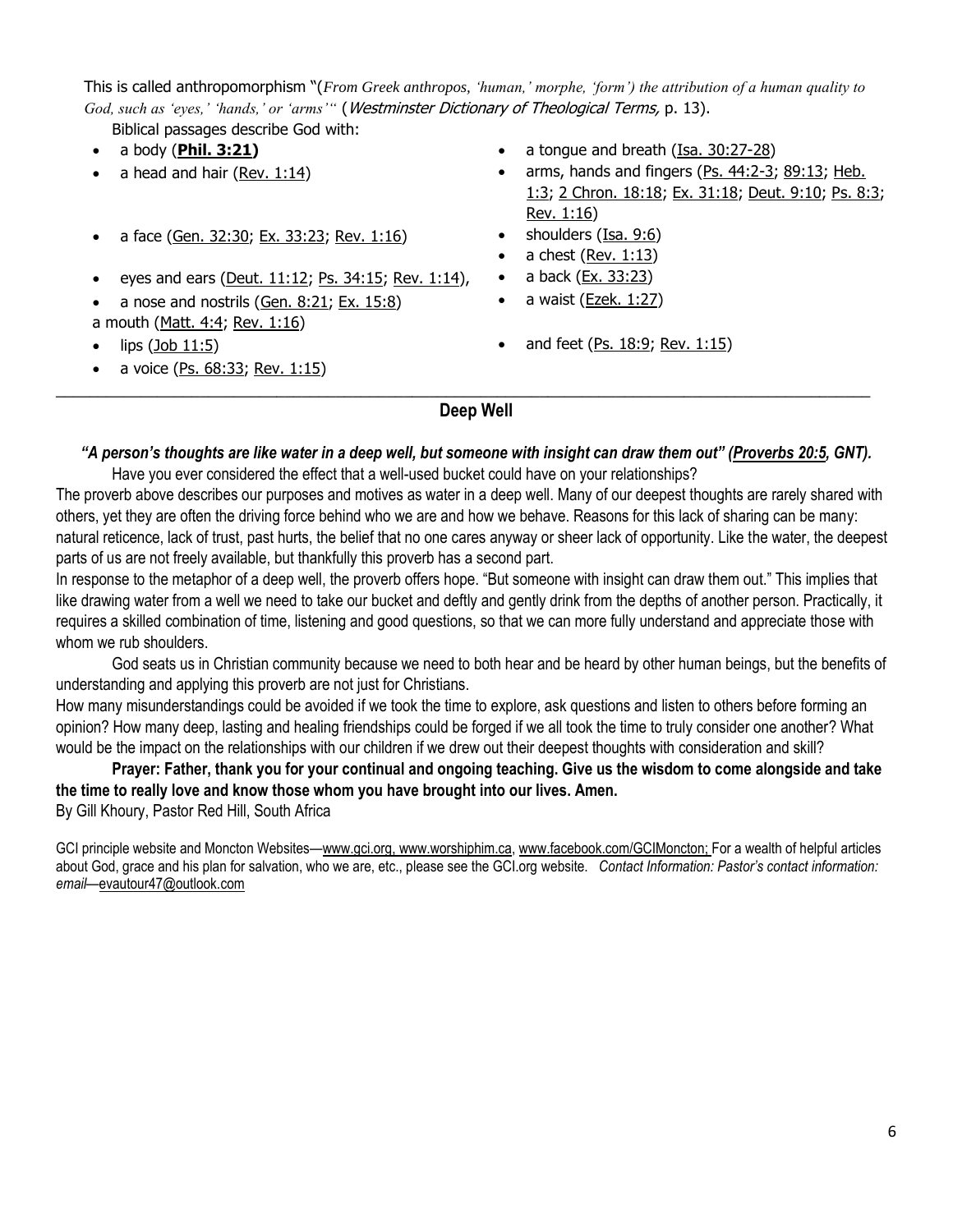This is called anthropomorphism "(*From Greek anthropos, 'human,' morphe, 'form') the attribution of a human quality to God, such as 'eyes,' 'hands,' or 'arms'"* (*Westminster Dictionary of Theological Terms,* p. 13).

Biblical passages describe God with:

- a body (**Phil. 3:21)**
- a head and hair (Rev. 1:14)
- a face (Gen. 32:30; Ex. 33:23; Rev. 1:16)
- eyes and ears (Deut. 11:12; Ps. 34:15; Rev. 1:14),
- a nose and nostrils (Gen. 8:21; Ex. 15:8)

a mouth (Matt. 4:4; Rev. 1:16)

- lips (Job 11:5)
- a voice (Ps. 68:33; Rev. 1:15)
- a tongue and breath (Isa. 30:27-28)
- arms, hands and fingers (Ps. 44:2-3; 89:13; Heb. 1:3; 2 Chron. 18:18; Ex. 31:18; Deut. 9:10; Ps. 8:3; Rev. 1:16)
- shoulders (Isa. 9:6)
- a chest (Rev. 1:13)
- a back (Ex. 33:23)
- a waist (Ezek. 1:27)
- and feet (Ps. 18:9; Rev. 1:15)

---

## Deep Well

***"A person's thoughts are like water in a deep well, but someone with insight can draw them out" (Proverbs 20:5, GNT).***

Have you ever considered the effect that a well-used bucket could have on your relationships?

The proverb above describes our purposes and motives as water in a deep well. Many of our deepest thoughts are rarely shared with others, yet they are often the driving force behind who we are and how we behave. Reasons for this lack of sharing can be many: natural reticence, lack of trust, past hurts, the belief that no one cares anyway or sheer lack of opportunity. Like the water, the deepest parts of us are not freely available, but thankfully this proverb has a second part.

In response to the metaphor of a deep well, the proverb offers hope. "But someone with insight can draw them out." This implies that like drawing water from a well we need to take our bucket and deftly and gently drink from the depths of another person. Practically, it requires a skilled combination of time, listening and good questions, so that we can more fully understand and appreciate those with whom we rub shoulders.

God seats us in Christian community because we need to both hear and be heard by other human beings, but the benefits of understanding and applying this proverb are not just for Christians.

How many misunderstandings could be avoided if we took the time to explore, ask questions and listen to others before forming an opinion? How many deep, lasting and healing friendships could be forged if we all took the time to truly consider one another? What would be the impact on the relationships with our children if we drew out their deepest thoughts with consideration and skill?

**Prayer: Father, thank you for your continual and ongoing teaching. Give us the wisdom to come alongside and take the time to really love and know those whom you have brought into our lives. Amen.**

By Gill Khoury, Pastor Red Hill, South Africa

GCI principle website and Moncton Websites—www.gci.org, www.worshiphim.ca, www.facebook.com/GCIMoncton; For a wealth of helpful articles about God, grace and his plan for salvation, who we are, etc., please see the GCI.org website. *Contact Information: Pastor's contact information: email*—evautour47@outlook.com